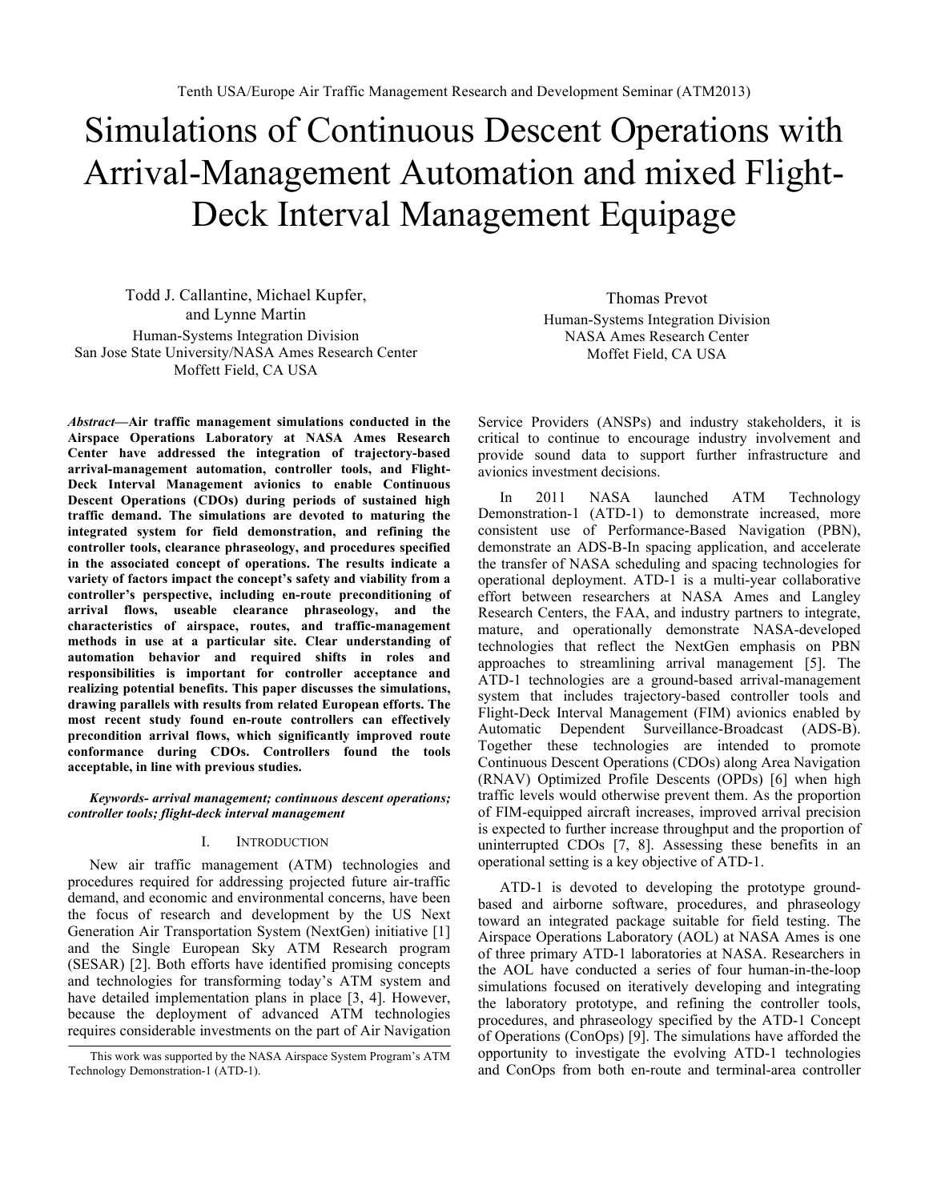Tenth USA/Europe Air Traffic Management Research and Development Seminar (ATM2013)

# Simulations of Continuous Descent Operations with Arrival-Management Automation and mixed Flight-Deck Interval Management Equipage

Todd J. Callantine, Michael Kupfer, and Lynne Martin
Human-Systems Integration Division
San Jose State University/NASA Ames Research Center
Moffett Field, CA USA

Thomas Prevot
Human-Systems Integration Division
NASA Ames Research Center
Moffett Field, CA USA

***Abstract*—Air traffic management simulations conducted in the Airspace Operations Laboratory at NASA Ames Research Center have addressed the integration of trajectory-based arrival-management automation, controller tools, and Flight-Deck Interval Management avionics to enable Continuous Descent Operations (CDOs) during periods of sustained high traffic demand. The simulations are devoted to maturing the integrated system for field demonstration, and refining the controller tools, clearance phraseology, and procedures specified in the associated concept of operations. The results indicate a variety of factors impact the concept's safety and viability from a controller's perspective, including en-route preconditioning of arrival flows, useable clearance phraseology, and the characteristics of airspace, routes, and traffic-management methods in use at a particular site. Clear understanding of automation behavior and required shifts in roles and responsibilities is important for controller acceptance and realizing potential benefits. This paper discusses the simulations, drawing parallels with results from related European efforts. The most recent study found en-route controllers can effectively precondition arrival flows, which significantly improved route conformance during CDOs. Controllers found the tools acceptable, in line with previous studies.**

***Keywords- arrival management; continuous descent operations; controller tools; flight-deck interval management***

## I. Introduction

New air traffic management (ATM) technologies and procedures required for addressing projected future air-traffic demand, and economic and environmental concerns, have been the focus of research and development by the US Next Generation Air Transportation System (NextGen) initiative [1] and the Single European Sky ATM Research program (SESAR) [2]. Both efforts have identified promising concepts and technologies for transforming today's ATM system and have detailed implementation plans in place [3, 4]. However, because the deployment of advanced ATM technologies requires considerable investments on the part of Air Navigation Service Providers (ANSPs) and industry stakeholders, it is critical to continue to encourage industry involvement and provide sound data to support further infrastructure and avionics investment decisions.

In 2011 NASA launched ATM Technology Demonstration-1 (ATD-1) to demonstrate increased, more consistent use of Performance-Based Navigation (PBN), demonstrate an ADS-B-In spacing application, and accelerate the transfer of NASA scheduling and spacing technologies for operational deployment. ATD-1 is a multi-year collaborative effort between researchers at NASA Ames and Langley Research Centers, the FAA, and industry partners to integrate, mature, and operationally demonstrate NASA-developed technologies that reflect the NextGen emphasis on PBN approaches to streamlining arrival management [5]. The ATD-1 technologies are a ground-based arrival-management system that includes trajectory-based controller tools and Flight-Deck Interval Management (FIM) avionics enabled by Automatic Dependent Surveillance-Broadcast (ADS-B). Together these technologies are intended to promote Continuous Descent Operations (CDOs) along Area Navigation (RNAV) Optimized Profile Descents (OPDs) [6] when high traffic levels would otherwise prevent them. As the proportion of FIM-equipped aircraft increases, improved arrival precision is expected to further increase throughput and the proportion of uninterrupted CDOs [7, 8]. Assessing these benefits in an operational setting is a key objective of ATD-1.

ATD-1 is devoted to developing the prototype ground-based and airborne software, procedures, and phraseology toward an integrated package suitable for field testing. The Airspace Operations Laboratory (AOL) at NASA Ames is one of three primary ATD-1 laboratories at NASA. Researchers in the AOL have conducted a series of four human-in-the-loop simulations focused on iteratively developing and integrating the laboratory prototype, and refining the controller tools, procedures, and phraseology specified by the ATD-1 Concept of Operations (ConOps) [9]. The simulations have afforded the opportunity to investigate the evolving ATD-1 technologies and ConOps from both en-route and terminal-area controller

This work was supported by the NASA Airspace System Program's ATM Technology Demonstration-1 (ATD-1).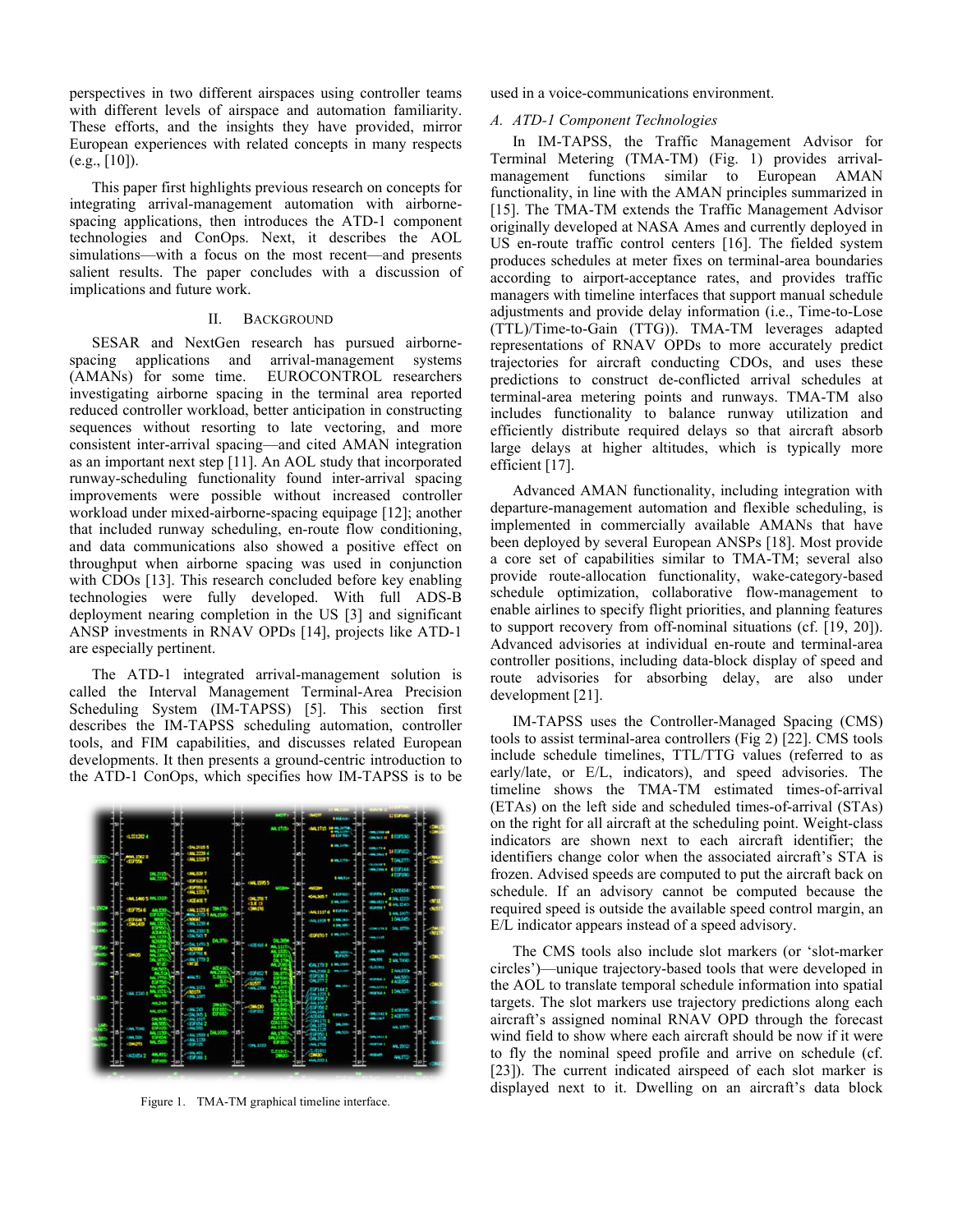perspectives in two different airspaces using controller teams with different levels of airspace and automation familiarity. These efforts, and the insights they have provided, mirror European experiences with related concepts in many respects (e.g., [10]).

This paper first highlights previous research on concepts for integrating arrival-management automation with airborne-spacing applications, then introduces the ATD-1 component technologies and ConOps. Next, it describes the AOL simulations—with a focus on the most recent—and presents salient results. The paper concludes with a discussion of implications and future work.

## II. Background

SESAR and NextGen research has pursued airborne-spacing applications and arrival-management systems (AMANs) for some time. EUROCONTROL researchers investigating airborne spacing in the terminal area reported reduced controller workload, better anticipation in constructing sequences without resorting to late vectoring, and more consistent inter-arrival spacing—and cited AMAN integration as an important next step [11]. An AOL study that incorporated runway-scheduling functionality found inter-arrival spacing improvements were possible without increased controller workload under mixed-airborne-spacing equipage [12]; another that included runway scheduling, en-route flow conditioning, and data communications also showed a positive effect on throughput when airborne spacing was used in conjunction with CDOs [13]. This research concluded before key enabling technologies were fully developed. With full ADS-B deployment nearing completion in the US [3] and significant ANSP investments in RNAV OPDs [14], projects like ATD-1 are especially pertinent.

The ATD-1 integrated arrival-management solution is called the Interval Management Terminal-Area Precision Scheduling System (IM-TAPSS) [5]. This section first describes the IM-TAPSS scheduling automation, controller tools, and FIM capabilities, and discusses related European developments. It then presents a ground-centric introduction to the ATD-1 ConOps, which specifies how IM-TAPSS is to be used in a voice-communications environment.

Figure 1. TMA-TM graphical timeline interface.

### A. ATD-1 Component Technologies

In IM-TAPSS, the Traffic Management Advisor for Terminal Metering (TMA-TM) (Fig. 1) provides arrival-management functions similar to European AMAN functionality, in line with the AMAN principles summarized in [15]. The TMA-TM extends the Traffic Management Advisor originally developed at NASA Ames and currently deployed in US en-route traffic control centers [16]. The fielded system produces schedules at meter fixes on terminal-area boundaries according to airport-acceptance rates, and provides traffic managers with timeline interfaces that support manual schedule adjustments and provide delay information (i.e., Time-to-Lose (TTL)/Time-to-Gain (TTG)). TMA-TM leverages adapted representations of RNAV OPDs to more accurately predict trajectories for aircraft conducting CDOs, and uses these predictions to construct de-conflicted arrival schedules at terminal-area metering points and runways. TMA-TM also includes functionality to balance runway utilization and efficiently distribute required delays so that aircraft absorb large delays at higher altitudes, which is typically more efficient [17].

Advanced AMAN functionality, including integration with departure-management automation and flexible scheduling, is implemented in commercially available AMANs that have been deployed by several European ANSPs [18]. Most provide a core set of capabilities similar to TMA-TM; several also provide route-allocation functionality, wake-category-based schedule optimization, collaborative flow-management to enable airlines to specify flight priorities, and planning features to support recovery from off-nominal situations (cf. [19, 20]). Advanced advisories at individual en-route and terminal-area controller positions, including data-block display of speed and route advisories for absorbing delay, are also under development [21].

IM-TAPSS uses the Controller-Managed Spacing (CMS) tools to assist terminal-area controllers (Fig 2) [22]. CMS tools include schedule timelines, TTL/TTG values (referred to as early/late, or E/L, indicators), and speed advisories. The timeline shows the TMA-TM estimated times-of-arrival (ETAs) on the left side and scheduled times-of-arrival (STAs) on the right for all aircraft at the scheduling point. Weight-class indicators are shown next to each aircraft identifier; the identifiers change color when the associated aircraft's STA is frozen. Advised speeds are computed to put the aircraft back on schedule. If an advisory cannot be computed because the required speed is outside the available speed control margin, an E/L indicator appears instead of a speed advisory.

The CMS tools also include slot markers (or 'slot-marker circles')—unique trajectory-based tools that were developed in the AOL to translate temporal schedule information into spatial targets. The slot markers use trajectory predictions along each aircraft's assigned nominal RNAV OPD through the forecast wind field to show where each aircraft should be now if it were to fly the nominal speed profile and arrive on schedule (cf. [23]). The current indicated airspeed of each slot marker is displayed next to it. Dwelling on an aircraft's data block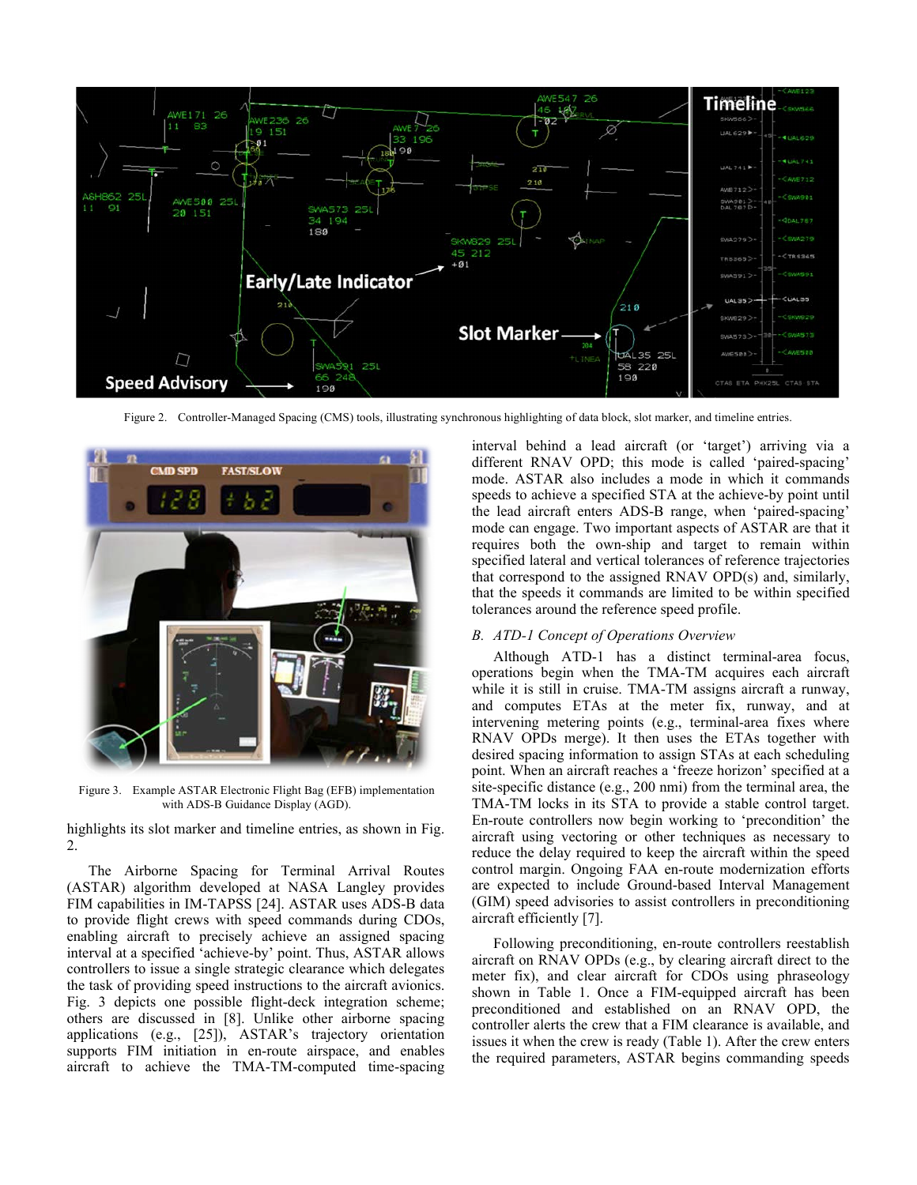Figure 2. Controller-Managed Spacing (CMS) tools, illustrating synchronous highlighting of data block, slot marker, and timeline entries.

Figure 3. Example ASTAR Electronic Flight Bag (EFB) implementation with ADS-B Guidance Display (AGD).

highlights its slot marker and timeline entries, as shown in Fig. 2.

The Airborne Spacing for Terminal Arrival Routes (ASTAR) algorithm developed at NASA Langley provides FIM capabilities in IM-TAPSS [24]. ASTAR uses ADS-B data to provide flight crews with speed commands during CDOs, enabling aircraft to precisely achieve an assigned spacing interval at a specified 'achieve-by' point. Thus, ASTAR allows controllers to issue a single strategic clearance which delegates the task of providing speed instructions to the aircraft avionics. Fig. 3 depicts one possible flight-deck integration scheme; others are discussed in [8]. Unlike other airborne spacing applications (e.g., [25]), ASTAR's trajectory orientation supports FIM initiation in en-route airspace, and enables aircraft to achieve the TMA-TM-computed time-spacing interval behind a lead aircraft (or 'target') arriving via a different RNAV OPD; this mode is called 'paired-spacing' mode. ASTAR also includes a mode in which it commands speeds to achieve a specified STA at the achieve-by point until the lead aircraft enters ADS-B range, when 'paired-spacing' mode can engage. Two important aspects of ASTAR are that it requires both the own-ship and target to remain within specified lateral and vertical tolerances of reference trajectories that correspond to the assigned RNAV OPD(s) and, similarly, that the speeds it commands are limited to be within specified tolerances around the reference speed profile.

### *B. ATD-1 Concept of Operations Overview*

Although ATD-1 has a distinct terminal-area focus, operations begin when the TMA-TM acquires each aircraft while it is still in cruise. TMA-TM assigns aircraft a runway, and computes ETAs at the meter fix, runway, and at intervening metering points (e.g., terminal-area fixes where RNAV OPDs merge). It then uses the ETAs together with desired spacing information to assign STAs at each scheduling point. When an aircraft reaches a 'freeze horizon' specified at a site-specific distance (e.g., 200 nmi) from the terminal area, the TMA-TM locks in its STA to provide a stable control target. En-route controllers now begin working to 'precondition' the aircraft using vectoring or other techniques as necessary to reduce the delay required to keep the aircraft within the speed control margin. Ongoing FAA en-route modernization efforts are expected to include Ground-based Interval Management (GIM) speed advisories to assist controllers in preconditioning aircraft efficiently [7].

Following preconditioning, en-route controllers reestablish aircraft on RNAV OPDs (e.g., by clearing aircraft direct to the meter fix), and clear aircraft for CDOs using phraseology shown in Table 1. Once a FIM-equipped aircraft has been preconditioned and established on an RNAV OPD, the controller alerts the crew that a FIM clearance is available, and issues it when the crew is ready (Table 1). After the crew enters the required parameters, ASTAR begins commanding speeds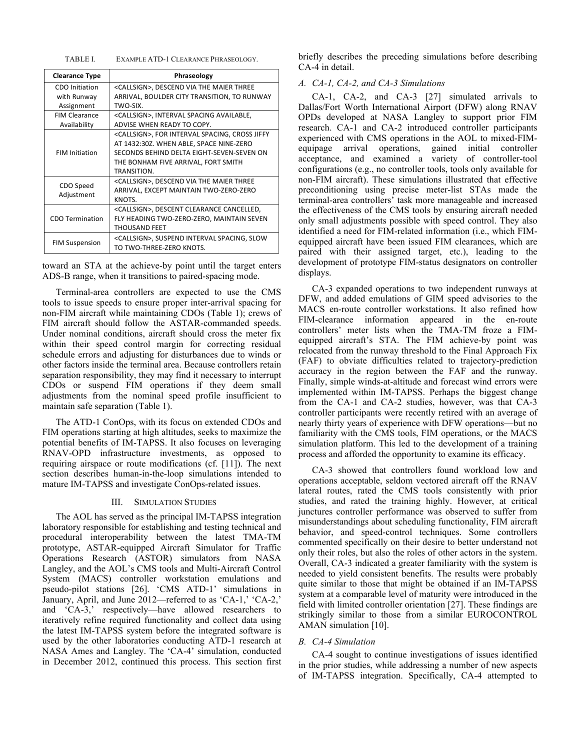TABLE I. EXAMPLE ATD-1 CLEARANCE PHRASEOLOGY.

| Clearance Type | Phraseology |
|---|---|
| CDO Initiation with Runway Assignment | <CALLSIGN>, DESCEND VIA THE MAIER THREE ARRIVAL, BOULDER CITY TRANSITION, TO RUNWAY TWO-SIX. |
| FIM Clearance Availability | <CALLSIGN>, INTERVAL SPACING AVAILABLE, ADVISE WHEN READY TO COPY. |
| FIM Initiation | <CALLSIGN>, FOR INTERVAL SPACING, CROSS JIFFY AT 1432:30Z. WHEN ABLE, SPACE NINE-ZERO SECONDS BEHIND DELTA EIGHT-SEVEN-SEVEN ON THE BONHAM FIVE ARRIVAL, FORT SMITH TRANSITION. |
| CDO Speed Adjustment | <CALLSIGN>, DESCEND VIA THE MAIER THREE ARRIVAL, EXCEPT MAINTAIN TWO-ZERO-ZERO KNOTS. |
| CDO Termination | <CALLSIGN>, DESCENT CLEARANCE CANCELLED, FLY HEADING TWO-ZERO-ZERO, MAINTAIN SEVEN THOUSAND FEET |
| FIM Suspension | <CALLSIGN>, SUSPEND INTERVAL SPACING, SLOW TO TWO-THREE-ZERO KNOTS. |

toward an STA at the achieve-by point until the target enters ADS-B range, when it transitions to paired-spacing mode.

Terminal-area controllers are expected to use the CMS tools to issue speeds to ensure proper inter-arrival spacing for non-FIM aircraft while maintaining CDOs (Table 1); crews of FIM aircraft should follow the ASTAR-commanded speeds. Under nominal conditions, aircraft should cross the meter fix within their speed control margin for correcting residual schedule errors and adjusting for disturbances due to winds or other factors inside the terminal area. Because controllers retain separation responsibility, they may find it necessary to interrupt CDOs or suspend FIM operations if they deem small adjustments from the nominal speed profile insufficient to maintain safe separation (Table 1).

The ATD-1 ConOps, with its focus on extended CDOs and FIM operations starting at high altitudes, seeks to maximize the potential benefits of IM-TAPSS. It also focuses on leveraging RNAV-OPD infrastructure investments, as opposed to requiring airspace or route modifications (cf. [11]). The next section describes human-in-the-loop simulations intended to mature IM-TAPSS and investigate ConOps-related issues.

## III. SIMULATION STUDIES

The AOL has served as the principal IM-TAPSS integration laboratory responsible for establishing and testing technical and procedural interoperability between the latest TMA-TM prototype, ASTAR-equipped Aircraft Simulator for Traffic Operations Research (ASTOR) simulators from NASA Langley, and the AOL's CMS tools and Multi-Aircraft Control System (MACS) controller workstation emulations and pseudo-pilot stations [26]. 'CMS ATD-1' simulations in January, April, and June 2012—referred to as 'CA-1,' 'CA-2,' and 'CA-3,' respectively—have allowed researchers to iteratively refine required functionality and collect data using the latest IM-TAPSS system before the integrated software is used by the other laboratories conducting ATD-1 research at NASA Ames and Langley. The 'CA-4' simulation, conducted in December 2012, continued this process. This section first briefly describes the preceding simulations before describing CA-4 in detail.

### *A. CA-1, CA-2, and CA-3 Simulations*

CA-1, CA-2, and CA-3 [27] simulated arrivals to Dallas/Fort Worth International Airport (DFW) along RNAV OPDs developed at NASA Langley to support prior FIM research. CA-1 and CA-2 introduced controller participants experienced with CMS operations in the AOL to mixed-FIM-equipage arrival operations, gained initial controller acceptance, and examined a variety of controller-tool configurations (e.g., no controller tools, tools only available for non-FIM aircraft). These simulations illustrated that effective preconditioning using precise meter-list STAs made the terminal-area controllers' task more manageable and increased the effectiveness of the CMS tools by ensuring aircraft needed only small adjustments possible with speed control. They also identified a need for FIM-related information (i.e., which FIM-equipped aircraft have been issued FIM clearances, which are paired with their assigned target, etc.), leading to the development of prototype FIM-status designators on controller displays.

CA-3 expanded operations to two independent runways at DFW, and added emulations of GIM speed advisories to the MACS en-route controller workstations. It also refined how FIM-clearance information appeared in the en-route controllers' meter lists when the TMA-TM froze a FIM-equipped aircraft's STA. The FIM achieve-by point was relocated from the runway threshold to the Final Approach Fix (FAF) to obviate difficulties related to trajectory-prediction accuracy in the region between the FAF and the runway. Finally, simple winds-at-altitude and forecast wind errors were implemented within IM-TAPSS. Perhaps the biggest change from the CA-1 and CA-2 studies, however, was that CA-3 controller participants were recently retired with an average of nearly thirty years of experience with DFW operations—but no familiarity with the CMS tools, FIM operations, or the MACS simulation platform. This led to the development of a training process and afforded the opportunity to examine its efficacy.

CA-3 showed that controllers found workload low and operations acceptable, seldom vectored aircraft off the RNAV lateral routes, rated the CMS tools consistently with prior studies, and rated the training highly. However, at critical junctures controller performance was observed to suffer from misunderstandings about scheduling functionality, FIM aircraft behavior, and speed-control techniques. Some controllers commented specifically on their desire to better understand not only their roles, but also the roles of other actors in the system. Overall, CA-3 indicated a greater familiarity with the system is needed to yield consistent benefits. The results were probably quite similar to those that might be obtained if an IM-TAPSS system at a comparable level of maturity were introduced in the field with limited controller orientation [27]. These findings are strikingly similar to those from a similar EUROCONTROL AMAN simulation [10].

### *B. CA-4 Simulation*

CA-4 sought to continue investigations of issues identified in the prior studies, while addressing a number of new aspects of IM-TAPSS integration. Specifically, CA-4 attempted to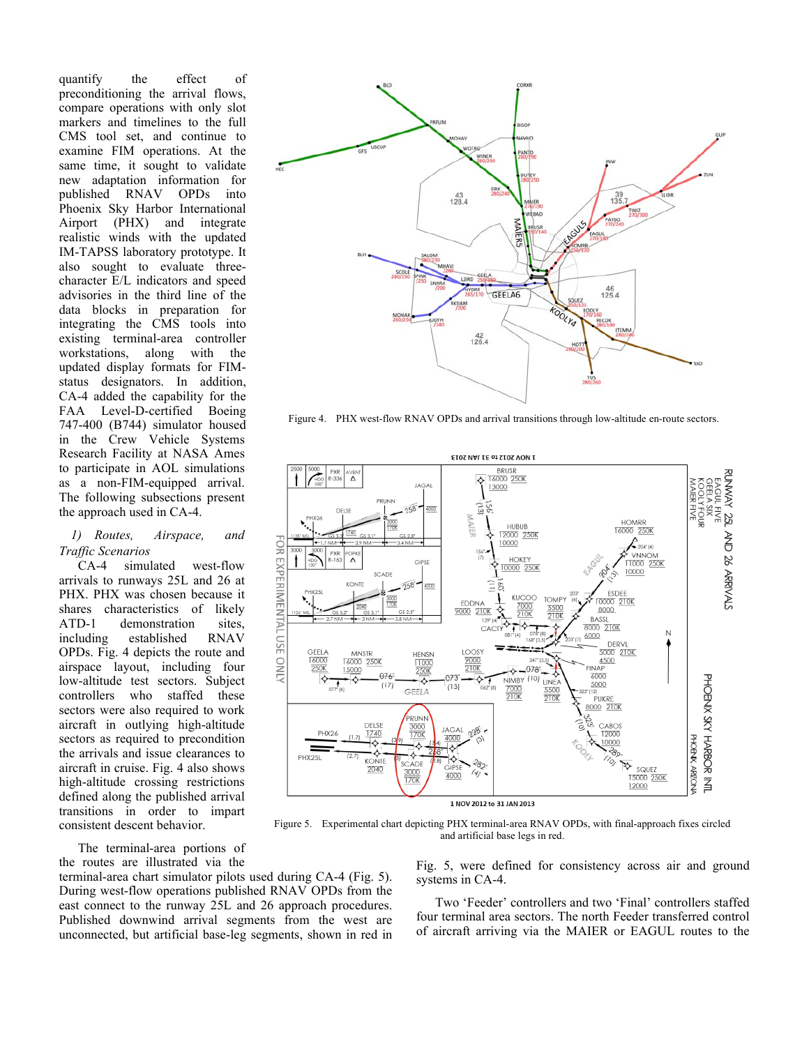quantify the effect of preconditioning the arrival flows, compare operations with only slot markers and timelines to the full CMS tool set, and continue to examine FIM operations. At the same time, it sought to validate new adaptation information for published RNAV OPDs into Phoenix Sky Harbor International Airport (PHX) and integrate realistic winds with the updated IM-TAPSS laboratory prototype. It also sought to evaluate three-character E/L indicators and speed advisories in the third line of the data blocks in preparation for integrating the CMS tools into existing terminal-area controller workstations, along with the updated display formats for FIM-status designators. In addition, CA-4 added the capability for the FAA Level-D-certified Boeing 747-400 (B744) simulator housed in the Crew Vehicle Systems Research Facility at NASA Ames to participate in AOL simulations as a non-FIM-equipped arrival. The following subsections present the approach used in CA-4.

*1) Routes, Airspace, and Traffic Scenarios*

CA-4 simulated west-flow arrivals to runways 25L and 26 at PHX. PHX was chosen because it shares characteristics of likely ATD-1 demonstration sites, including established RNAV OPDs. Fig. 4 depicts the route and airspace layout, including four low-altitude test sectors. Subject controllers who staffed these sectors were also required to work aircraft in outlying high-altitude sectors as required to precondition the arrivals and issue clearances to aircraft in cruise. Fig. 4 also shows high-altitude crossing restrictions defined along the published arrival transitions in order to impart consistent descent behavior.

Figure 4. PHX west-flow RNAV OPDs and arrival transitions through low-altitude en-route sectors.

Figure 5. Experimental chart depicting PHX terminal-area RNAV OPDs, with final-approach fixes circled and artificial base legs in red.

The terminal-area portions of the routes are illustrated via the terminal-area chart simulator pilots used during CA-4 (Fig. 5). During west-flow operations published RNAV OPDs from the east connect to the runway 25L and 26 approach procedures. Published downwind arrival segments from the west are unconnected, but artificial base-leg segments, shown in red in Fig. 5, were defined for consistency across air and ground systems in CA-4.

Two 'Feeder' controllers and two 'Final' controllers staffed four terminal area sectors. The north Feeder transferred control of aircraft arriving via the MAIER or EAGUL routes to the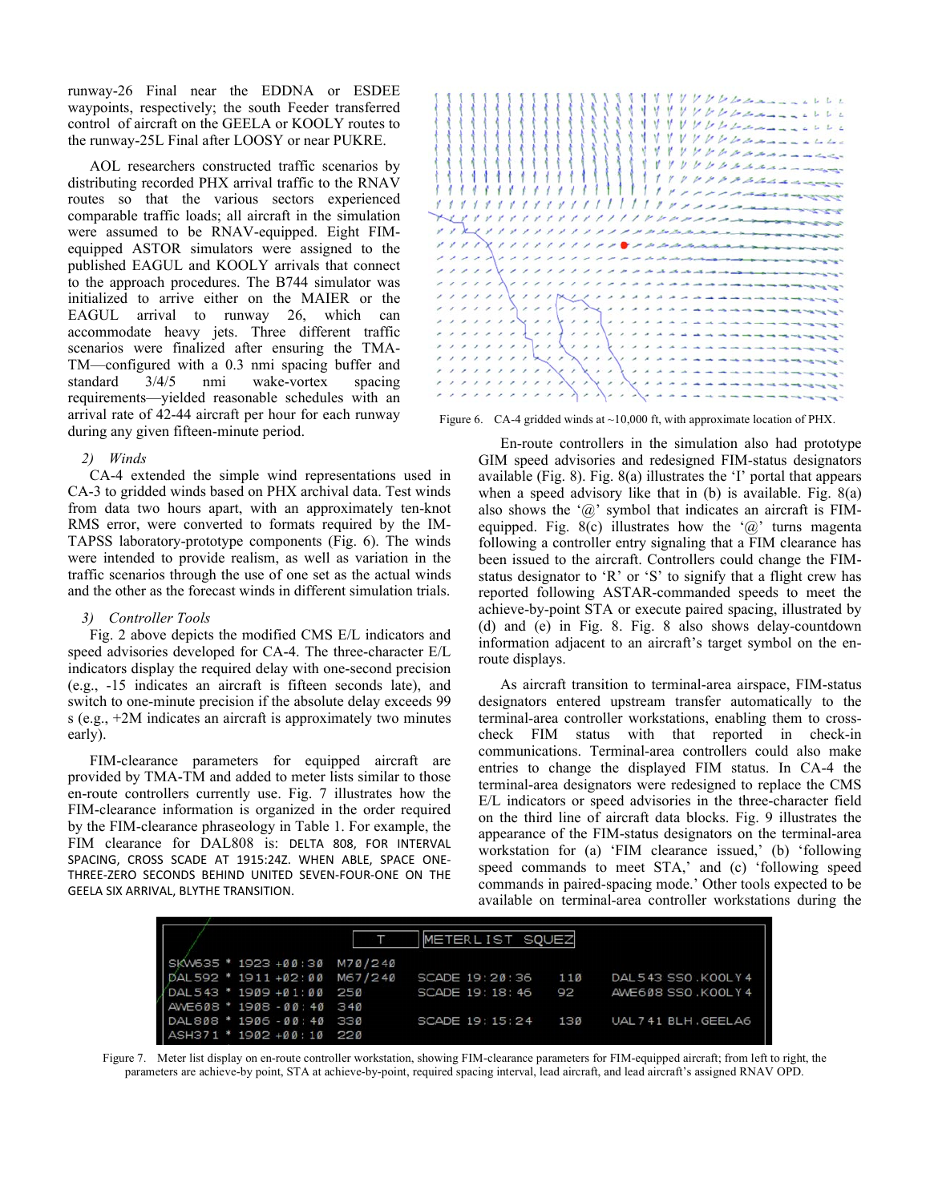runway-26 Final near the EDDNA or ESDEE waypoints, respectively; the south Feeder transferred control of aircraft on the GEELA or KOOLY routes to the runway-25L Final after LOOSY or near PUKRE.

AOL researchers constructed traffic scenarios by distributing recorded PHX arrival traffic to the RNAV routes so that the various sectors experienced comparable traffic loads; all aircraft in the simulation were assumed to be RNAV-equipped. Eight FIM-equipped ASTOR simulators were assigned to the published EAGUL and KOOLY arrivals that connect to the approach procedures. The B744 simulator was initialized to arrive either on the MAIER or the EAGUL arrival to runway 26, which can accommodate heavy jets. Three different traffic scenarios were finalized after ensuring the TMA-TM—configured with a 0.3 nmi spacing buffer and standard 3/4/5 nmi wake-vortex spacing requirements—yielded reasonable schedules with an arrival rate of 42-44 aircraft per hour for each runway during any given fifteen-minute period.

*2) Winds*

CA-4 extended the simple wind representations used in CA-3 to gridded winds based on PHX archival data. Test winds from data two hours apart, with an approximately ten-knot RMS error, were converted to formats required by the IM-TAPSS laboratory-prototype components (Fig. 6). The winds were intended to provide realism, as well as variation in the traffic scenarios through the use of one set as the actual winds and the other as the forecast winds in different simulation trials.

*3) Controller Tools*

Fig. 2 above depicts the modified CMS E/L indicators and speed advisories developed for CA-4. The three-character E/L indicators display the required delay with one-second precision (e.g., -15 indicates an aircraft is fifteen seconds late), and switch to one-minute precision if the absolute delay exceeds 99 s (e.g., +2M indicates an aircraft is approximately two minutes early).

FIM-clearance parameters for equipped aircraft are provided by TMA-TM and added to meter lists similar to those en-route controllers currently use. Fig. 7 illustrates how the FIM-clearance information is organized in the order required by the FIM-clearance phraseology in Table 1. For example, the FIM clearance for DAL808 is: DELTA 808, FOR INTERVAL SPACING, CROSS SCADE AT 1915:24Z. WHEN ABLE, SPACE ONE-THREE-ZERO SECONDS BEHIND UNITED SEVEN-FOUR-ONE ON THE GEELA SIX ARRIVAL, BLYTHE TRANSITION.

Figure 6. CA-4 gridded winds at ~10,000 ft, with approximate location of PHX.

En-route controllers in the simulation also had prototype GIM speed advisories and redesigned FIM-status designators available (Fig. 8). Fig. 8(a) illustrates the 'I' portal that appears when a speed advisory like that in (b) is available. Fig. 8(a) also shows the '@' symbol that indicates an aircraft is FIM-equipped. Fig. 8(c) illustrates how the '@' turns magenta following a controller entry signaling that a FIM clearance has been issued to the aircraft. Controllers could change the FIM-status designator to 'R' or 'S' to signify that a flight crew has reported following ASTAR-commanded speeds to meet the achieve-by-point STA or execute paired spacing, illustrated by (d) and (e) in Fig. 8. Fig. 8 also shows delay-countdown information adjacent to an aircraft's target symbol on the en-route displays.

As aircraft transition to terminal-area airspace, FIM-status designators entered upstream transfer automatically to the terminal-area controller workstations, enabling them to cross-check FIM status with that reported in check-in communications. Terminal-area controllers could also make entries to change the displayed FIM status. In CA-4 the terminal-area designators were redesigned to replace the CMS E/L indicators or speed advisories in the three-character field on the third line of aircraft data blocks. Fig. 9 illustrates the appearance of the FIM-status designators on the terminal-area workstation for (a) 'FIM clearance issued,' (b) 'following speed commands to meet STA,' and (c) 'following speed commands in paired-spacing mode.' Other tools expected to be available on terminal-area controller workstations during the

Figure 7. Meter list display on en-route controller workstation, showing FIM-clearance parameters for FIM-equipped aircraft; from left to right, the parameters are achieve-by point, STA at achieve-by-point, required spacing interval, lead aircraft, and lead aircraft's assigned RNAV OPD.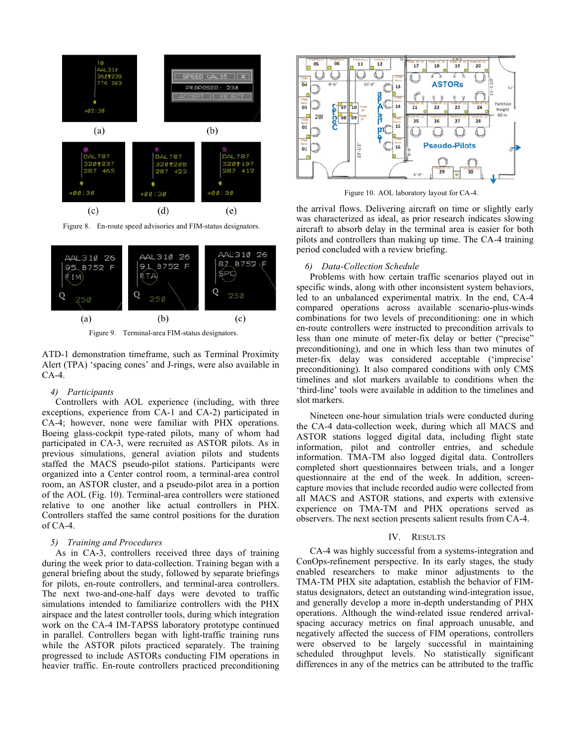Figure 8. En-route speed advisories and FIM-status designators.

Figure 9. Terminal-area FIM-status designators.

ATD-1 demonstration timeframe, such as Terminal Proximity Alert (TPA) 'spacing cones' and J-rings, were also available in CA-4.

*4) Participants*

Controllers with AOL experience (including, with three exceptions, experience from CA-1 and CA-2) participated in CA-4; however, none were familiar with PHX operations. Boeing glass-cockpit type-rated pilots, many of whom had participated in CA-3, were recruited as ASTOR pilots. As in previous simulations, general aviation pilots and students staffed the MACS pseudo-pilot stations. Participants were organized into a Center control room, a terminal-area control room, an ASTOR cluster, and a pseudo-pilot area in a portion of the AOL (Fig. 10). Terminal-area controllers were stationed relative to one another like actual controllers in PHX. Controllers staffed the same control positions for the duration of CA-4.

*5) Training and Procedures*

As in CA-3, controllers received three days of training during the week prior to data-collection. Training began with a general briefing about the study, followed by separate briefings for pilots, en-route controllers, and terminal-area controllers. The next two-and-one-half days were devoted to traffic simulations intended to familiarize controllers with the PHX airspace and the latest controller tools, during which integration work on the CA-4 IM-TAPSS laboratory prototype continued in parallel. Controllers began with light-traffic training runs while the ASTOR pilots practiced separately. The training progressed to include ASTORs conducting FIM operations in heavier traffic. En-route controllers practiced preconditioning the arrival flows. Delivering aircraft on time or slightly early was characterized as ideal, as prior research indicates slowing aircraft to absorb delay in the terminal area is easier for both pilots and controllers than making up time. The CA-4 training period concluded with a review briefing.

Figure 10. AOL laboratory layout for CA-4.

*6) Data-Collection Schedule*

Problems with how certain traffic scenarios played out in specific winds, along with other inconsistent system behaviors, led to an unbalanced experimental matrix. In the end, CA-4 compared operations across available scenario-plus-winds combinations for two levels of preconditioning: one in which en-route controllers were instructed to precondition arrivals to less than one minute of meter-fix delay or better ("precise" preconditioning), and one in which less than two minutes of meter-fix delay was considered acceptable ('imprecise' preconditioning). It also compared conditions with only CMS timelines and slot markers available to conditions when the 'third-line' tools were available in addition to the timelines and slot markers.

Nineteen one-hour simulation trials were conducted during the CA-4 data-collection week, during which all MACS and ASTOR stations logged digital data, including flight state information, pilot and controller entries, and schedule information. TMA-TM also logged digital data. Controllers completed short questionnaires between trials, and a longer questionnaire at the end of the week. In addition, screen-capture movies that include recorded audio were collected from all MACS and ASTOR stations, and experts with extensive experience on TMA-TM and PHX operations served as observers. The next section presents salient results from CA-4.

## IV. Results

CA-4 was highly successful from a systems-integration and ConOps-refinement perspective. In its early stages, the study enabled researchers to make minor adjustments to the TMA-TM PHX site adaptation, establish the behavior of FIM-status designators, detect an outstanding wind-integration issue, and generally develop a more in-depth understanding of PHX operations. Although the wind-related issue rendered arrival-spacing accuracy metrics on final approach unusable, and negatively affected the success of FIM operations, controllers were observed to be largely successful in maintaining scheduled throughput levels. No statistically significant differences in any of the metrics can be attributed to the traffic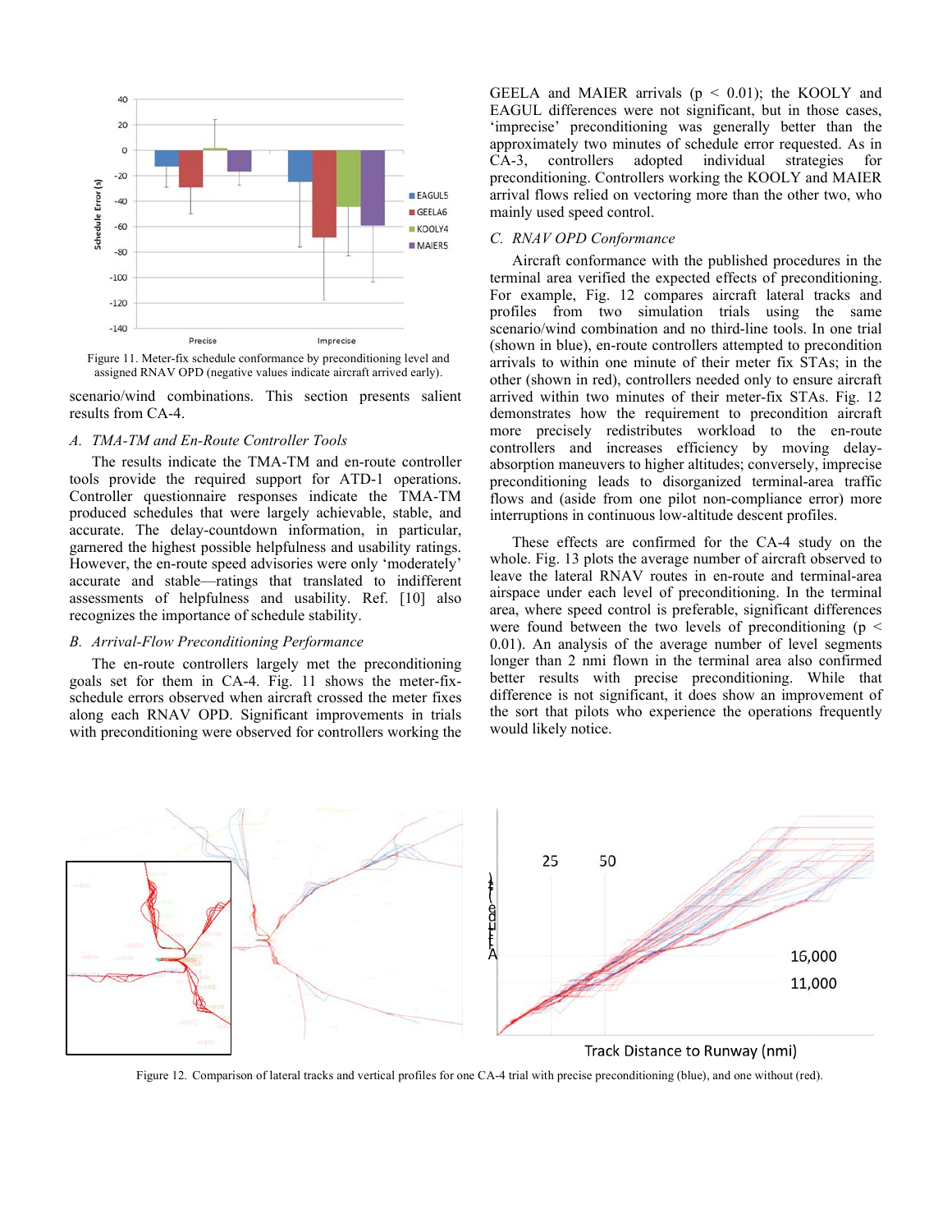Figure 11. Meter-fix schedule conformance by preconditioning level and assigned RNAV OPD (negative values indicate aircraft arrived early).

scenario/wind combinations. This section presents salient results from CA-4.

### A. TMA-TM and En-Route Controller Tools

The results indicate the TMA-TM and en-route controller tools provide the required support for ATD-1 operations. Controller questionnaire responses indicate the TMA-TM produced schedules that were largely achievable, stable, and accurate. The delay-countdown information, in particular, garnered the highest possible helpfulness and usability ratings. However, the en-route speed advisories were only 'moderately' accurate and stable—ratings that translated to indifferent assessments of helpfulness and usability. Ref. [10] also recognizes the importance of schedule stability.

### B. Arrival-Flow Preconditioning Performance

The en-route controllers largely met the preconditioning goals set for them in CA-4. Fig. 11 shows the meter-fix-schedule errors observed when aircraft crossed the meter fixes along each RNAV OPD. Significant improvements in trials with preconditioning were observed for controllers working the GEELA and MAIER arrivals ($p < 0.01$); the KOOLY and EAGUL differences were not significant, but in those cases, 'imprecise' preconditioning was generally better than the approximately two minutes of schedule error requested. As in CA-3, controllers adopted individual strategies for preconditioning. Controllers working the KOOLY and MAIER arrival flows relied on vectoring more than the other two, who mainly used speed control.

### C. RNAV OPD Conformance

Aircraft conformance with the published procedures in the terminal area verified the expected effects of preconditioning. For example, Fig. 12 compares aircraft lateral tracks and profiles from two simulation trials using the same scenario/wind combination and no third-line tools. In one trial (shown in blue), en-route controllers attempted to precondition arrivals to within one minute of their meter fix STAs; in the other (shown in red), controllers needed only to ensure aircraft arrived within two minutes of their meter-fix STAs. Fig. 12 demonstrates how the requirement to precondition aircraft more precisely redistributes workload to the en-route controllers and increases efficiency by moving delay-absorption maneuvers to higher altitudes; conversely, imprecise preconditioning leads to disorganized terminal-area traffic flows and (aside from one pilot non-compliance error) more interruptions in continuous low-altitude descent profiles.

These effects are confirmed for the CA-4 study on the whole. Fig. 13 plots the average number of aircraft observed to leave the lateral RNAV routes in en-route and terminal-area airspace under each level of preconditioning. In the terminal area, where speed control is preferable, significant differences were found between the two levels of preconditioning ($p < 0.01$). An analysis of the average number of level segments longer than 2 nmi flown in the terminal area also confirmed better results with precise preconditioning. While that difference is not significant, it does show an improvement of the sort that pilots who experience the operations frequently would likely notice.

Figure 12. Comparison of lateral tracks and vertical profiles for one CA-4 trial with precise preconditioning (blue), and one without (red).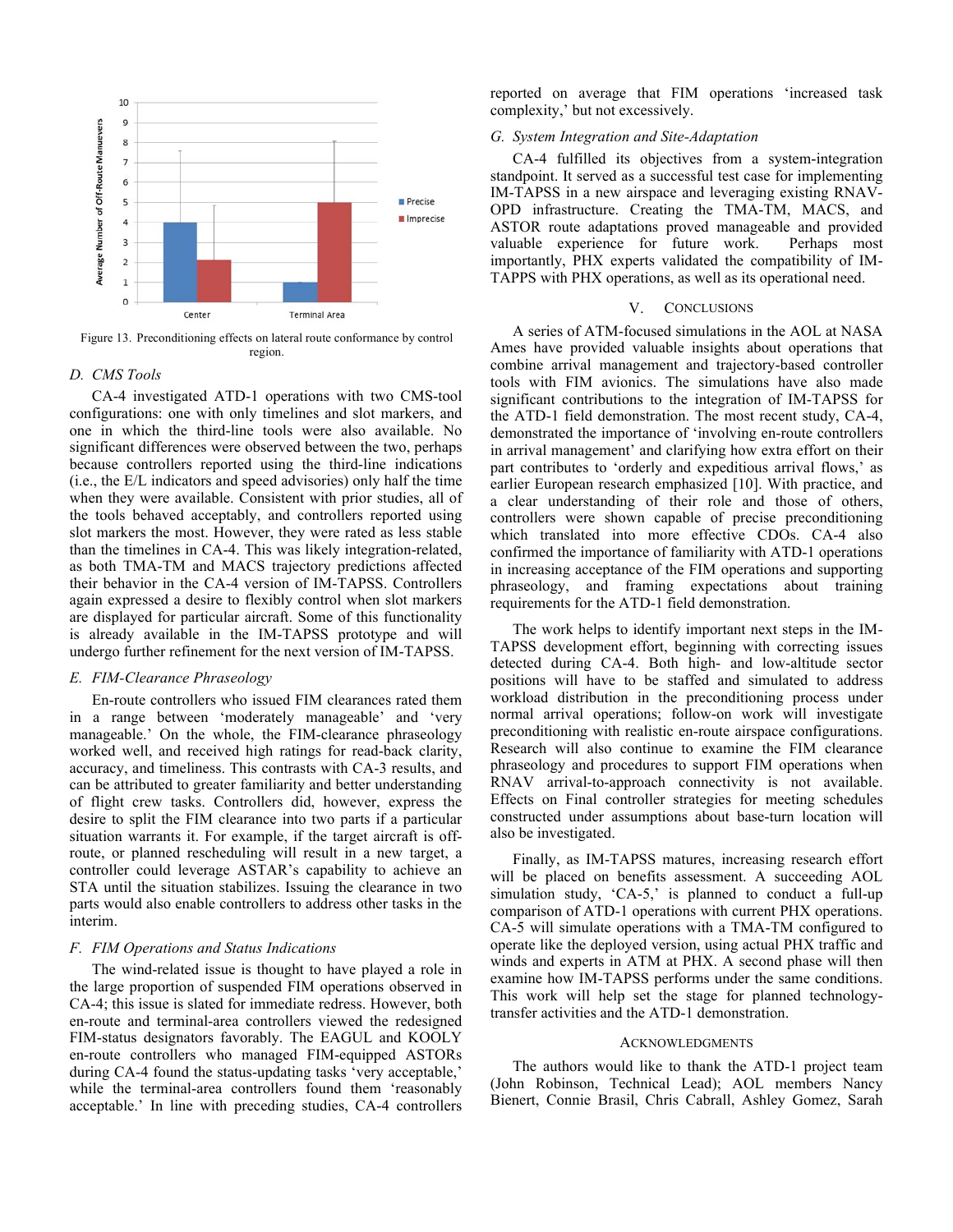Figure 13. Preconditioning effects on lateral route conformance by control region.

### D. CMS Tools

CA-4 investigated ATD-1 operations with two CMS-tool configurations: one with only timelines and slot markers, and one in which the third-line tools were also available. No significant differences were observed between the two, perhaps because controllers reported using the third-line indications (i.e., the E/L indicators and speed advisories) only half the time when they were available. Consistent with prior studies, all of the tools behaved acceptably, and controllers reported using slot markers the most. However, they were rated as less stable than the timelines in CA-4. This was likely integration-related, as both TMA-TM and MACS trajectory predictions affected their behavior in the CA-4 version of IM-TAPSS. Controllers again expressed a desire to flexibly control when slot markers are displayed for particular aircraft. Some of this functionality is already available in the IM-TAPSS prototype and will undergo further refinement for the next version of IM-TAPSS.

### E. FIM-Clearance Phraseology

En-route controllers who issued FIM clearances rated them in a range between 'moderately manageable' and 'very manageable.' On the whole, the FIM-clearance phraseology worked well, and received high ratings for read-back clarity, accuracy, and timeliness. This contrasts with CA-3 results, and can be attributed to greater familiarity and better understanding of flight crew tasks. Controllers did, however, express the desire to split the FIM clearance into two parts if a particular situation warrants it. For example, if the target aircraft is off-route, or planned rescheduling will result in a new target, a controller could leverage ASTAR's capability to achieve an STA until the situation stabilizes. Issuing the clearance in two parts would also enable controllers to address other tasks in the interim.

### F. FIM Operations and Status Indications

The wind-related issue is thought to have played a role in the large proportion of suspended FIM operations observed in CA-4; this issue is slated for immediate redress. However, both en-route and terminal-area controllers viewed the redesigned FIM-status designators favorably. The EAGUL and KOOLY en-route controllers who managed FIM-equipped ASTORs during CA-4 found the status-updating tasks 'very acceptable,' while the terminal-area controllers found them 'reasonably acceptable.' In line with preceding studies, CA-4 controllers reported on average that FIM operations 'increased task complexity,' but not excessively.

### G. System Integration and Site-Adaptation

CA-4 fulfilled its objectives from a system-integration standpoint. It served as a successful test case for implementing IM-TAPSS in a new airspace and leveraging existing RNAV-OPD infrastructure. Creating the TMA-TM, MACS, and ASTOR route adaptations proved manageable and provided valuable experience for future work. Perhaps most importantly, PHX experts validated the compatibility of IM-TAPPS with PHX operations, as well as its operational need.

## V. Conclusions

A series of ATM-focused simulations in the AOL at NASA Ames have provided valuable insights about operations that combine arrival management and trajectory-based controller tools with FIM avionics. The simulations have also made significant contributions to the integration of IM-TAPSS for the ATD-1 field demonstration. The most recent study, CA-4, demonstrated the importance of 'involving en-route controllers in arrival management' and clarifying how extra effort on their part contributes to 'orderly and expeditious arrival flows,' as earlier European research emphasized [10]. With practice, and a clear understanding of their role and those of others, controllers were shown capable of precise preconditioning which translated into more effective CDOs. CA-4 also confirmed the importance of familiarity with ATD-1 operations in increasing acceptance of the FIM operations and supporting phraseology, and framing expectations about training requirements for the ATD-1 field demonstration.

The work helps to identify important next steps in the IM-TAPSS development effort, beginning with correcting issues detected during CA-4. Both high- and low-altitude sector positions will have to be staffed and simulated to address workload distribution in the preconditioning process under normal arrival operations; follow-on work will investigate preconditioning with realistic en-route airspace configurations. Research will also continue to examine the FIM clearance phraseology and procedures to support FIM operations when RNAV arrival-to-approach connectivity is not available. Effects on Final controller strategies for meeting schedules constructed under assumptions about base-turn location will also be investigated.

Finally, as IM-TAPSS matures, increasing research effort will be placed on benefits assessment. A succeeding AOL simulation study, 'CA-5,' is planned to conduct a full-up comparison of ATD-1 operations with current PHX operations. CA-5 will simulate operations with a TMA-TM configured to operate like the deployed version, using actual PHX traffic and winds and experts in ATM at PHX. A second phase will then examine how IM-TAPSS performs under the same conditions. This work will help set the stage for planned technology-transfer activities and the ATD-1 demonstration.

## Acknowledgments

The authors would like to thank the ATD-1 project team (John Robinson, Technical Lead); AOL members Nancy Bienert, Connie Brasil, Chris Cabrall, Ashley Gomez, Sarah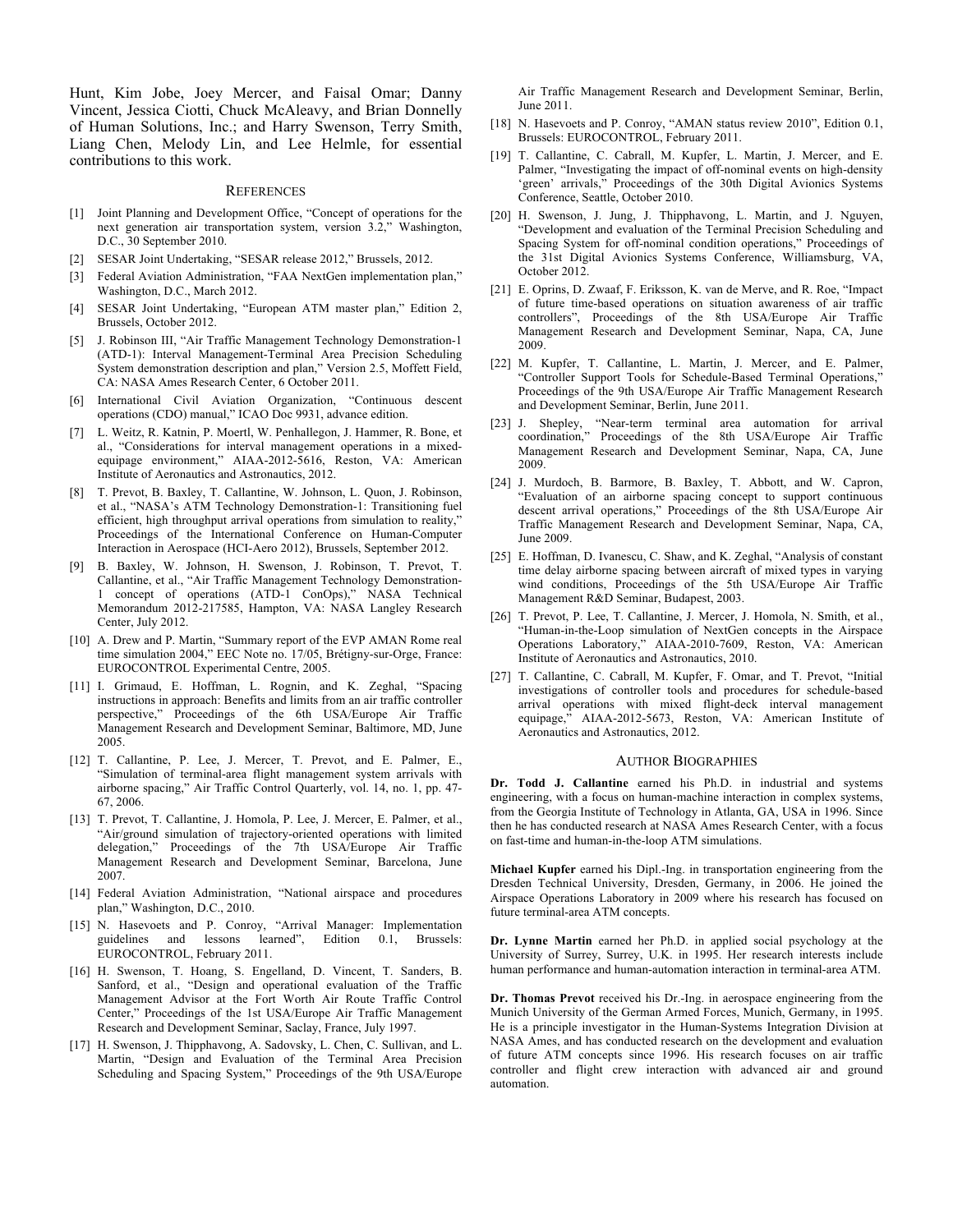Hunt, Kim Jobe, Joey Mercer, and Faisal Omar; Danny Vincent, Jessica Ciotti, Chuck McAleavy, and Brian Donnelly of Human Solutions, Inc.; and Harry Swenson, Terry Smith, Liang Chen, Melody Lin, and Lee Helmle, for essential contributions to this work.

## References

[1] Joint Planning and Development Office, "Concept of operations for the next generation air transportation system, version 3.2," Washington, D.C., 30 September 2010.

[2] SESAR Joint Undertaking, "SESAR release 2012," Brussels, 2012.

[3] Federal Aviation Administration, "FAA NextGen implementation plan," Washington, D.C., March 2012.

[4] SESAR Joint Undertaking, "European ATM master plan," Edition 2, Brussels, October 2012.

[5] J. Robinson III, "Air Traffic Management Technology Demonstration-1 (ATD-1): Interval Management-Terminal Area Precision Scheduling System demonstration description and plan," Version 2.5, Moffett Field, CA: NASA Ames Research Center, 6 October 2011.

[6] International Civil Aviation Organization, "Continuous descent operations (CDO) manual," ICAO Doc 9931, advance edition.

[7] L. Weitz, R. Katnin, P. Moertl, W. Penhallegon, J. Hammer, R. Bone, et al., "Considerations for interval management operations in a mixed-equipage environment," AIAA-2012-5616, Reston, VA: American Institute of Aeronautics and Astronautics, 2012.

[8] T. Prevot, B. Baxley, T. Callantine, W. Johnson, L. Quon, J. Robinson, et al., "NASA's ATM Technology Demonstration-1: Transitioning fuel efficient, high throughput arrival operations from simulation to reality," Proceedings of the International Conference on Human-Computer Interaction in Aerospace (HCI-Aero 2012), Brussels, September 2012.

[9] B. Baxley, W. Johnson, H. Swenson, J. Robinson, T. Prevot, T. Callantine, et al., "Air Traffic Management Technology Demonstration-1 concept of operations (ATD-1 ConOps)," NASA Technical Memorandum 2012-217585, Hampton, VA: NASA Langley Research Center, July 2012.

[10] A. Drew and P. Martin, "Summary report of the EVP AMAN Rome real time simulation 2004," EEC Note no. 17/05, Brétigny-sur-Orge, France: EUROCONTROL Experimental Centre, 2005.

[11] I. Grimaud, E. Hoffman, L. Rognin, and K. Zeghal, "Spacing instructions in approach: Benefits and limits from an air traffic controller perspective," Proceedings of the 6th USA/Europe Air Traffic Management Research and Development Seminar, Baltimore, MD, June 2005.

[12] T. Callantine, P. Lee, J. Mercer, T. Prevot, and E. Palmer, E., "Simulation of terminal-area flight management system arrivals with airborne spacing," Air Traffic Control Quarterly, vol. 14, no. 1, pp. 47-67, 2006.

[13] T. Prevot, T. Callantine, J. Homola, P. Lee, J. Mercer, E. Palmer, et al., "Air/ground simulation of trajectory-oriented operations with limited delegation," Proceedings of the 7th USA/Europe Air Traffic Management Research and Development Seminar, Barcelona, June 2007.

[14] Federal Aviation Administration, "National airspace and procedures plan," Washington, D.C., 2010.

[15] N. Hasevoets and P. Conroy, "Arrival Manager: Implementation guidelines and lessons learned", Edition 0.1, Brussels: EUROCONTROL, February 2011.

[16] H. Swenson, T. Hoang, S. Engelland, D. Vincent, T. Sanders, B. Sanford, et al., "Design and operational evaluation of the Traffic Management Advisor at the Fort Worth Air Route Traffic Control Center," Proceedings of the 1st USA/Europe Air Traffic Management Research and Development Seminar, Saclay, France, July 1997.

[17] H. Swenson, J. Thipphavong, A. Sadovsky, L. Chen, C. Sullivan, and L. Martin, "Design and Evaluation of the Terminal Area Precision Scheduling and Spacing System," Proceedings of the 9th USA/Europe Air Traffic Management Research and Development Seminar, Berlin, June 2011.

[18] N. Hasevoets and P. Conroy, "AMAN status review 2010", Edition 0.1, Brussels: EUROCONTROL, February 2011.

[19] T. Callantine, C. Cabrall, M. Kupfer, L. Martin, J. Mercer, and E. Palmer, "Investigating the impact of off-nominal events on high-density 'green' arrivals," Proceedings of the 30th Digital Avionics Systems Conference, Seattle, October 2010.

[20] H. Swenson, J. Jung, J. Thipphavong, L. Martin, and J. Nguyen, "Development and evaluation of the Terminal Precision Scheduling and Spacing System for off-nominal condition operations," Proceedings of the 31st Digital Avionics Systems Conference, Williamsburg, VA, October 2012.

[21] E. Oprins, D. Zwaaf, F. Eriksson, K. van de Merve, and R. Roe, "Impact of future time-based operations on situation awareness of air traffic controllers", Proceedings of the 8th USA/Europe Air Traffic Management Research and Development Seminar, Napa, CA, June 2009.

[22] M. Kupfer, T. Callantine, L. Martin, J. Mercer, and E. Palmer, "Controller Support Tools for Schedule-Based Terminal Operations," Proceedings of the 9th USA/Europe Air Traffic Management Research and Development Seminar, Berlin, June 2011.

[23] J. Shepley, "Near-term terminal area automation for arrival coordination," Proceedings of the 8th USA/Europe Air Traffic Management Research and Development Seminar, Napa, CA, June 2009.

[24] J. Murdoch, B. Barmore, B. Baxley, T. Abbott, and W. Capron, "Evaluation of an airborne spacing concept to support continuous descent arrival operations," Proceedings of the 8th USA/Europe Air Traffic Management Research and Development Seminar, Napa, CA, June 2009.

[25] E. Hoffman, D. Ivanescu, C. Shaw, and K. Zeghal, "Analysis of constant time delay airborne spacing between aircraft of mixed types in varying wind conditions, Proceedings of the 5th USA/Europe Air Traffic Management R&D Seminar, Budapest, 2003.

[26] T. Prevot, P. Lee, T. Callantine, J. Mercer, J. Homola, N. Smith, et al., "Human-in-the-Loop simulation of NextGen concepts in the Airspace Operations Laboratory," AIAA-2010-7609, Reston, VA: American Institute of Aeronautics and Astronautics, 2010.

[27] T. Callantine, C. Cabrall, M. Kupfer, F. Omar, and T. Prevot, "Initial investigations of controller tools and procedures for schedule-based arrival operations with mixed flight-deck interval management equipage," AIAA-2012-5673, Reston, VA: American Institute of Aeronautics and Astronautics, 2012.

## Author Biographies

**Dr. Todd J. Callantine** earned his Ph.D. in industrial and systems engineering, with a focus on human-machine interaction in complex systems, from the Georgia Institute of Technology in Atlanta, GA, USA in 1996. Since then he has conducted research at NASA Ames Research Center, with a focus on fast-time and human-in-the-loop ATM simulations.

**Michael Kupfer** earned his Dipl.-Ing. in transportation engineering from the Dresden Technical University, Dresden, Germany, in 2006. He joined the Airspace Operations Laboratory in 2009 where his research has focused on future terminal-area ATM concepts.

**Dr. Lynne Martin** earned her Ph.D. in applied social psychology at the University of Surrey, Surrey, U.K. in 1995. Her research interests include human performance and human-automation interaction in terminal-area ATM.

**Dr. Thomas Prevot** received his Dr.-Ing. in aerospace engineering from the Munich University of the German Armed Forces, Munich, Germany, in 1995. He is a principle investigator in the Human-Systems Integration Division at NASA Ames, and has conducted research on the development and evaluation of future ATM concepts since 1996. His research focuses on air traffic controller and flight crew interaction with advanced air and ground automation.